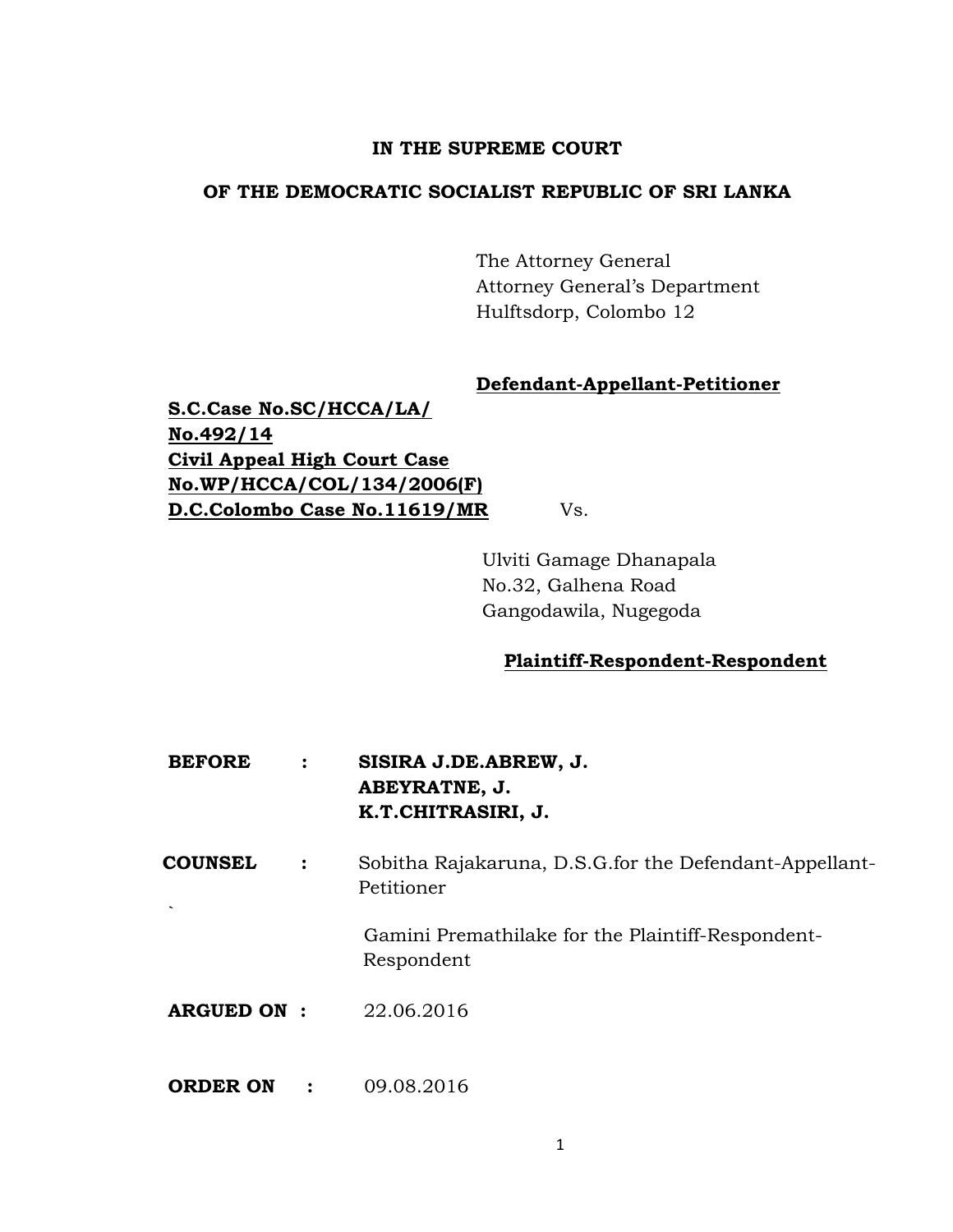**IN THE SUPREME COURT**

**OF THE DEMOCRATIC SOCIALIST REPUBLIC OF SRI LANKA**

The Attorney General
Attorney General's Department
Hulftsdorp, Colombo 12

**Defendant-Appellant-Petitioner**

**S.C.Case No.SC/HCCA/LA/ No.492/14**
**Civil Appeal High Court Case No.WP/HCCA/COL/134/2006(F)**
**D.C.Colombo Case No.11619/MR**

Vs.

Ulviti Gamage Dhanapala
No.32, Galhena Road
Gangodawila, Nugegoda

**Plaintiff-Respondent-Respondent**

**BEFORE** : **SISIRA J.DE.ABREW, J.**
**ABEYRATNE, J.**
**K.T.CHITRASIRI, J.**

**COUNSEL** : Sobitha Rajakaruna, D.S.G.for the Defendant-Appellant-Petitioner

Gamini Premathilake for the Plaintiff-Respondent-Respondent

**ARGUED ON** : 22.06.2016

**ORDER ON** : 09.08.2016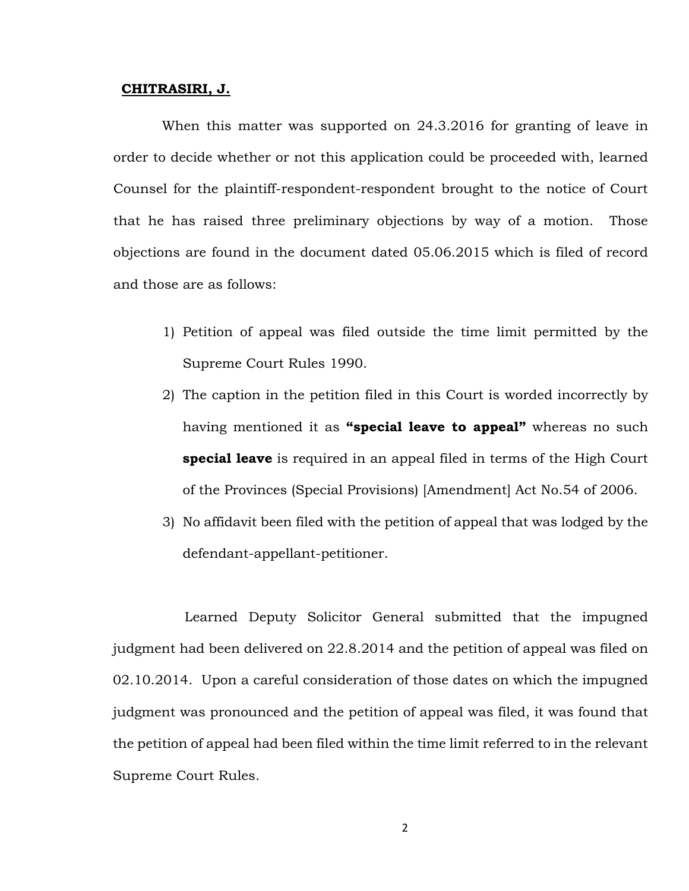**CHITRASIRI, J.**

When this matter was supported on 24.3.2016 for granting of leave in order to decide whether or not this application could be proceeded with, learned Counsel for the plaintiff-respondent-respondent brought to the notice of Court that he has raised three preliminary objections by way of a motion. Those objections are found in the document dated 05.06.2015 which is filed of record and those are as follows:

1) Petition of appeal was filed outside the time limit permitted by the Supreme Court Rules 1990.
2) The caption in the petition filed in this Court is worded incorrectly by having mentioned it as **"special leave to appeal"** whereas no such **special leave** is required in an appeal filed in terms of the High Court of the Provinces (Special Provisions) [Amendment] Act No.54 of 2006.
3) No affidavit been filed with the petition of appeal that was lodged by the defendant-appellant-petitioner.

Learned Deputy Solicitor General submitted that the impugned judgment had been delivered on 22.8.2014 and the petition of appeal was filed on 02.10.2014. Upon a careful consideration of those dates on which the impugned judgment was pronounced and the petition of appeal was filed, it was found that the petition of appeal had been filed within the time limit referred to in the relevant Supreme Court Rules.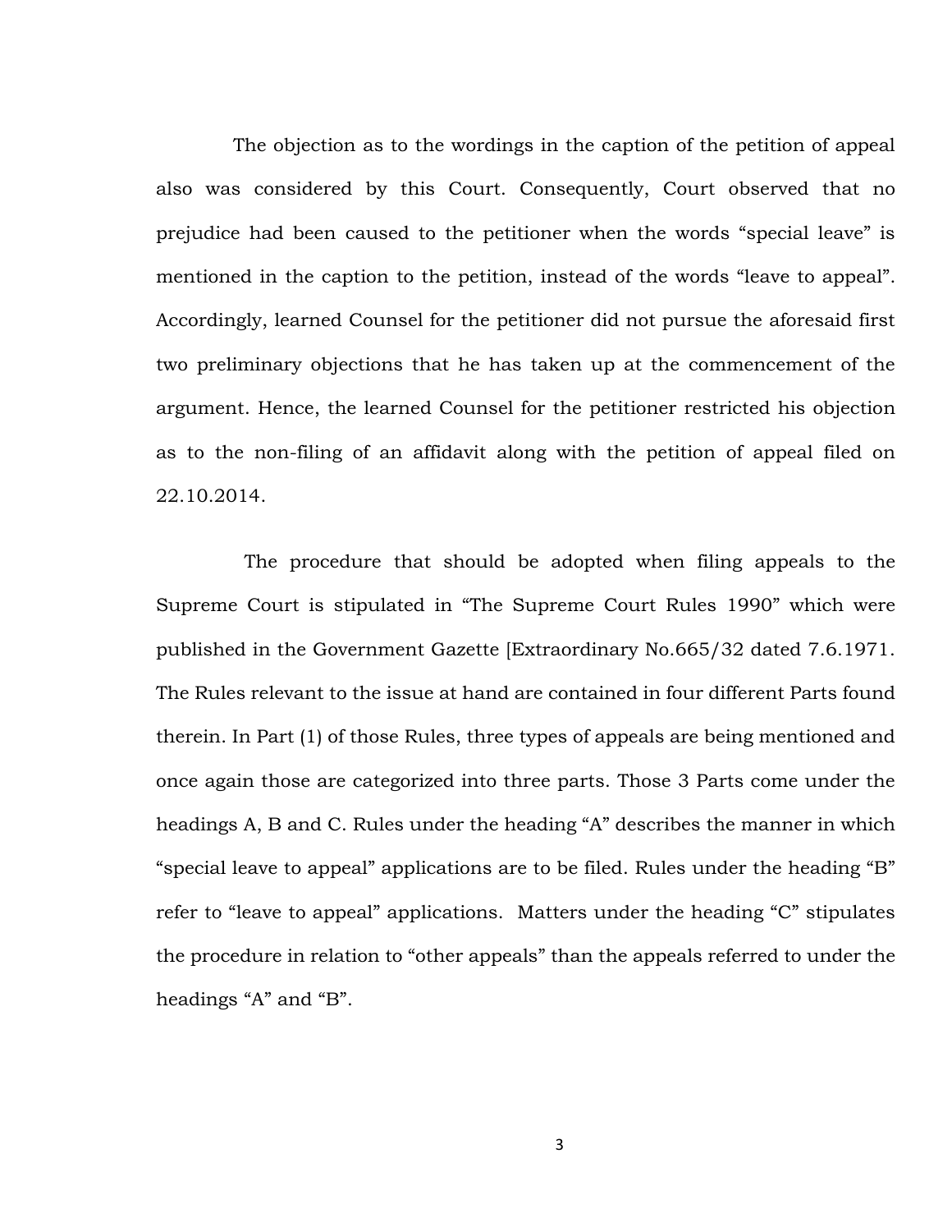The objection as to the wordings in the caption of the petition of appeal also was considered by this Court. Consequently, Court observed that no prejudice had been caused to the petitioner when the words "special leave" is mentioned in the caption to the petition, instead of the words "leave to appeal". Accordingly, learned Counsel for the petitioner did not pursue the aforesaid first two preliminary objections that he has taken up at the commencement of the argument. Hence, the learned Counsel for the petitioner restricted his objection as to the non-filing of an affidavit along with the petition of appeal filed on 22.10.2014.

The procedure that should be adopted when filing appeals to the Supreme Court is stipulated in "The Supreme Court Rules 1990" which were published in the Government Gazette [Extraordinary No.665/32 dated 7.6.1971. The Rules relevant to the issue at hand are contained in four different Parts found therein. In Part (1) of those Rules, three types of appeals are being mentioned and once again those are categorized into three parts. Those 3 Parts come under the headings A, B and C. Rules under the heading "A" describes the manner in which "special leave to appeal" applications are to be filed. Rules under the heading "B" refer to "leave to appeal" applications. Matters under the heading "C" stipulates the procedure in relation to "other appeals" than the appeals referred to under the headings "A" and "B".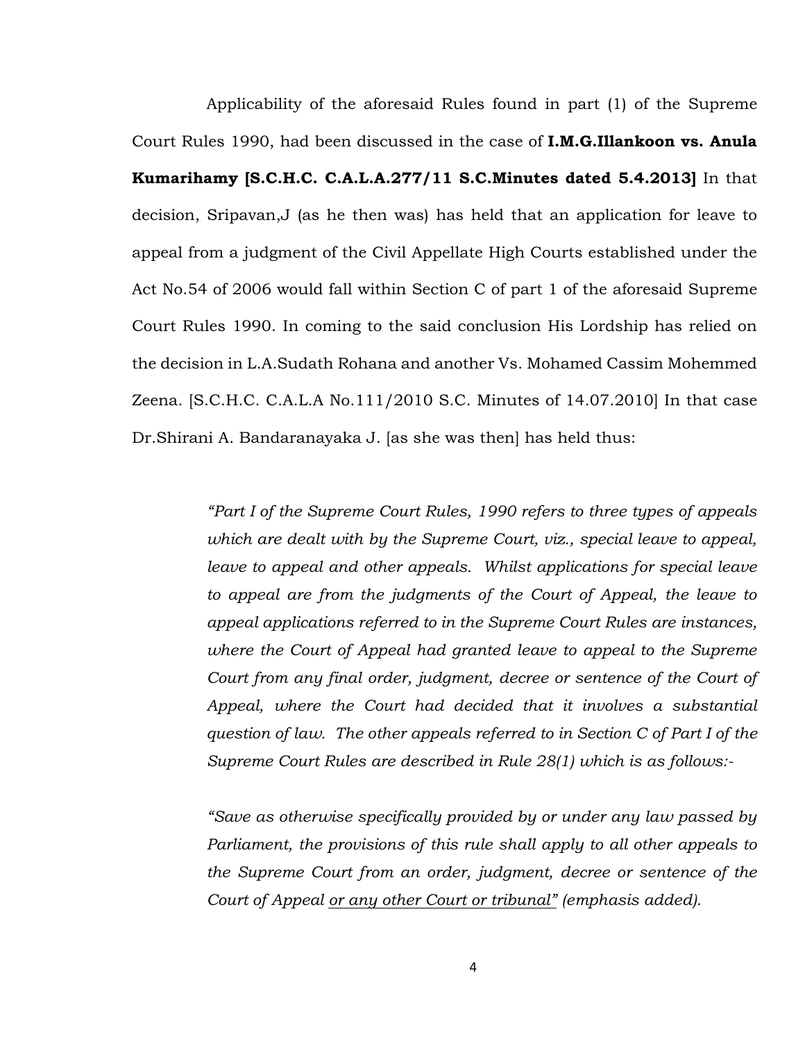Applicability of the aforesaid Rules found in part (1) of the Supreme Court Rules 1990, had been discussed in the case of **I.M.G.Illankoon vs. Anula Kumarihamy [S.C.H.C. C.A.L.A.277/11 S.C.Minutes dated 5.4.2013]** In that decision, Sripavan,J (as he then was) has held that an application for leave to appeal from a judgment of the Civil Appellate High Courts established under the Act No.54 of 2006 would fall within Section C of part 1 of the aforesaid Supreme Court Rules 1990. In coming to the said conclusion His Lordship has relied on the decision in L.A.Sudath Rohana and another Vs. Mohamed Cassim Mohemmed Zeena. [S.C.H.C. C.A.L.A No.111/2010 S.C. Minutes of 14.07.2010] In that case Dr.Shirani A. Bandaranayaka J. [as she was then] has held thus:

> *"Part I of the Supreme Court Rules, 1990 refers to three types of appeals which are dealt with by the Supreme Court, viz., special leave to appeal, leave to appeal and other appeals. Whilst applications for special leave to appeal are from the judgments of the Court of Appeal, the leave to appeal applications referred to in the Supreme Court Rules are instances, where the Court of Appeal had granted leave to appeal to the Supreme Court from any final order, judgment, decree or sentence of the Court of Appeal, where the Court had decided that it involves a substantial question of law. The other appeals referred to in Section C of Part I of the Supreme Court Rules are described in Rule 28(1) which is as follows:-*
>
> *"Save as otherwise specifically provided by or under any law passed by Parliament, the provisions of this rule shall apply to all other appeals to the Supreme Court from an order, judgment, decree or sentence of the Court of Appeal <u>or any other Court or tribunal"</u> (emphasis added).*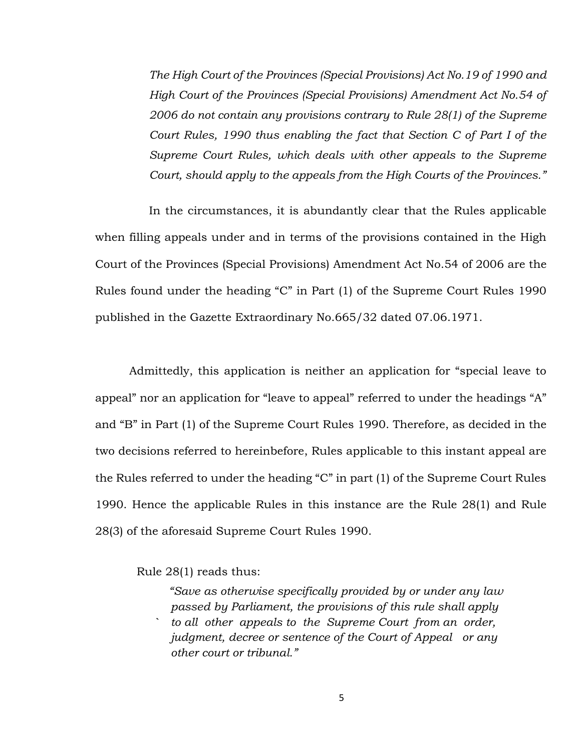> *The High Court of the Provinces (Special Provisions) Act No.19 of 1990 and High Court of the Provinces (Special Provisions) Amendment Act No.54 of 2006 do not contain any provisions contrary to Rule 28(1) of the Supreme Court Rules, 1990 thus enabling the fact that Section C of Part I of the Supreme Court Rules, which deals with other appeals to the Supreme Court, should apply to the appeals from the High Courts of the Provinces."*

In the circumstances, it is abundantly clear that the Rules applicable when filling appeals under and in terms of the provisions contained in the High Court of the Provinces (Special Provisions) Amendment Act No.54 of 2006 are the Rules found under the heading "C" in Part (1) of the Supreme Court Rules 1990 published in the Gazette Extraordinary No.665/32 dated 07.06.1971.

Admittedly, this application is neither an application for "special leave to appeal" nor an application for "leave to appeal" referred to under the headings "A" and "B" in Part (1) of the Supreme Court Rules 1990. Therefore, as decided in the two decisions referred to hereinbefore, Rules applicable to this instant appeal are the Rules referred to under the heading "C" in part (1) of the Supreme Court Rules 1990. Hence the applicable Rules in this instance are the Rule 28(1) and Rule 28(3) of the aforesaid Supreme Court Rules 1990.

Rule 28(1) reads thus:

> *"Save as otherwise specifically provided by or under any law passed by Parliament, the provisions of this rule shall apply to all other appeals to the Supreme Court from an order, judgment, decree or sentence of the Court of Appeal or any other court or tribunal."*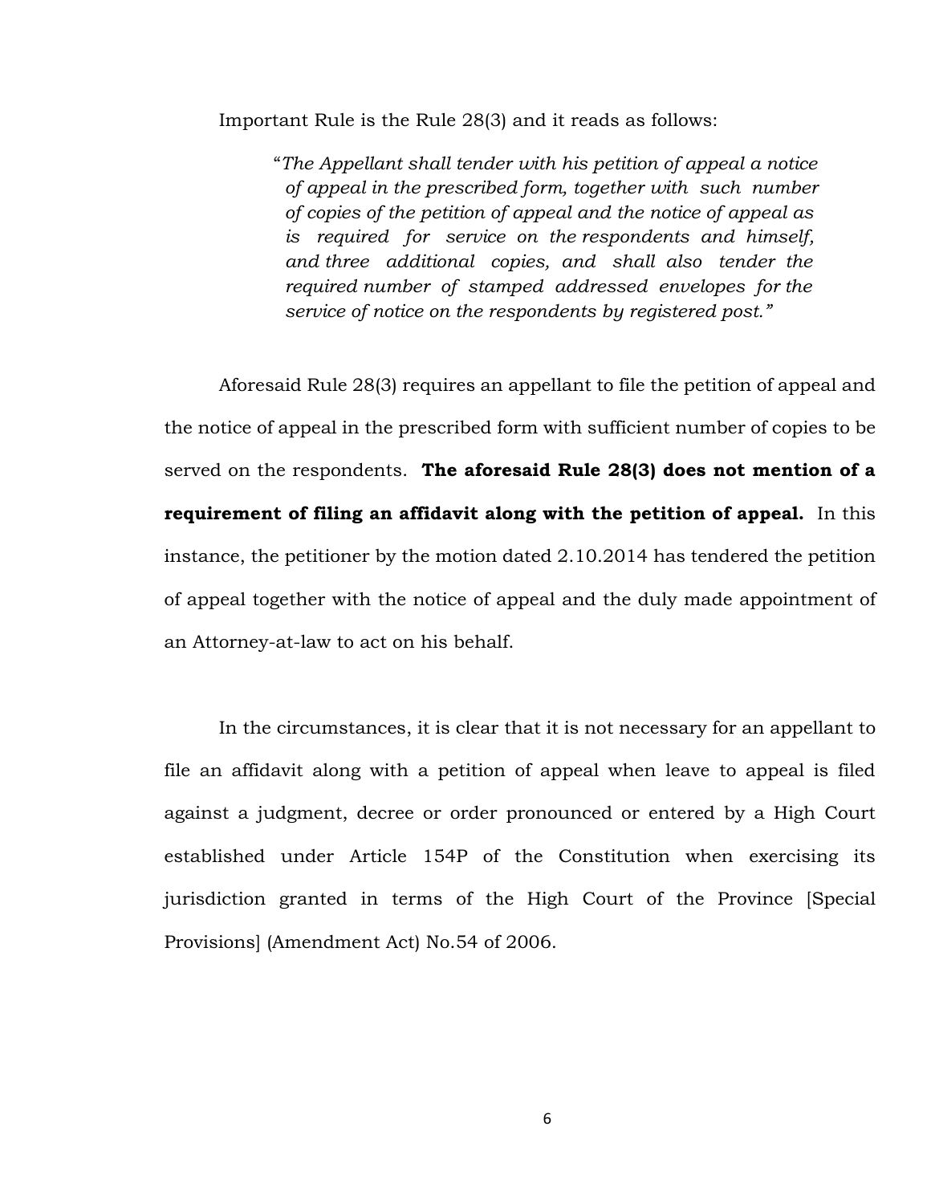Important Rule is the Rule 28(3) and it reads as follows:

> "*The Appellant shall tender with his petition of appeal a notice of appeal in the prescribed form, together with such number of copies of the petition of appeal and the notice of appeal as is required for service on the respondents and himself, and three additional copies, and shall also tender the required number of stamped addressed envelopes for the service of notice on the respondents by registered post.*"

Aforesaid Rule 28(3) requires an appellant to file the petition of appeal and the notice of appeal in the prescribed form with sufficient number of copies to be served on the respondents. **The aforesaid Rule 28(3) does not mention of a requirement of filing an affidavit along with the petition of appeal.** In this instance, the petitioner by the motion dated 2.10.2014 has tendered the petition of appeal together with the notice of appeal and the duly made appointment of an Attorney-at-law to act on his behalf.

In the circumstances, it is clear that it is not necessary for an appellant to file an affidavit along with a petition of appeal when leave to appeal is filed against a judgment, decree or order pronounced or entered by a High Court established under Article 154P of the Constitution when exercising its jurisdiction granted in terms of the High Court of the Province [Special Provisions] (Amendment Act) No.54 of 2006.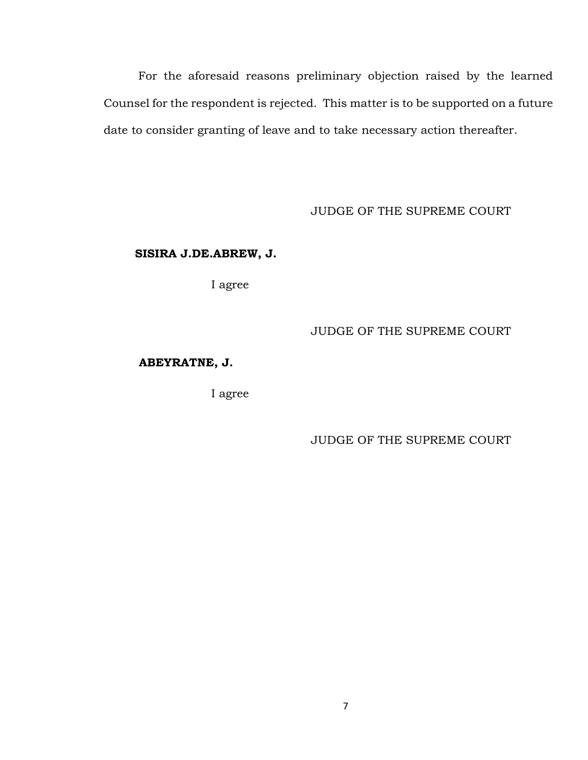For the aforesaid reasons preliminary objection raised by the learned Counsel for the respondent is rejected. This matter is to be supported on a future date to consider granting of leave and to take necessary action thereafter.

JUDGE OF THE SUPREME COURT

**SISIRA J.DE.ABREW, J.**

I agree

JUDGE OF THE SUPREME COURT

**ABEYRATNE, J.**

I agree

JUDGE OF THE SUPREME COURT